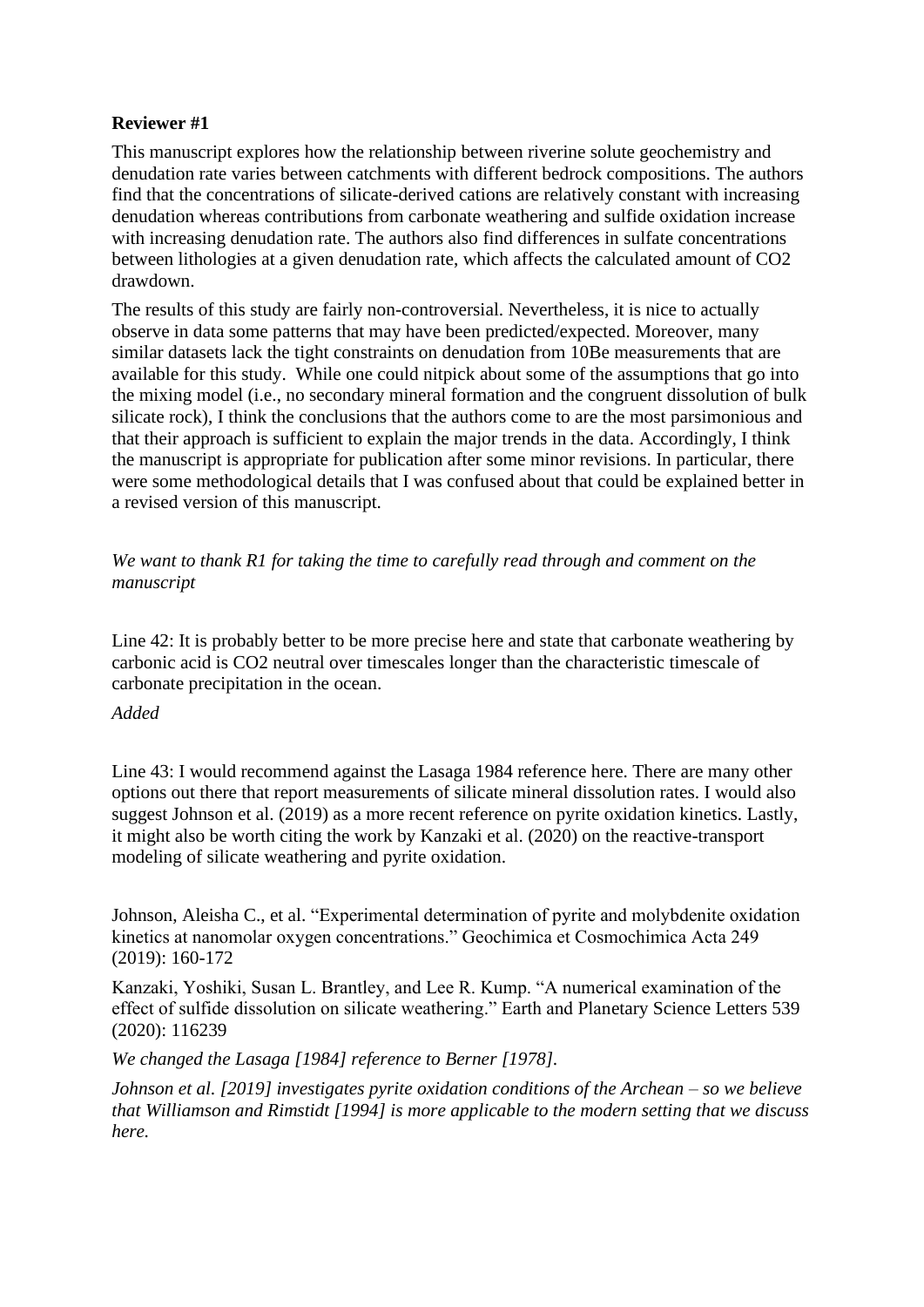**Reviewer #1**

This manuscript explores how the relationship between riverine solute geochemistry and denudation rate varies between catchments with different bedrock compositions. The authors find that the concentrations of silicate-derived cations are relatively constant with increasing denudation whereas contributions from carbonate weathering and sulfide oxidation increase with increasing denudation rate. The authors also find differences in sulfate concentrations between lithologies at a given denudation rate, which affects the calculated amount of CO2 drawdown.

The results of this study are fairly non-controversial. Nevertheless, it is nice to actually observe in data some patterns that may have been predicted/expected. Moreover, many similar datasets lack the tight constraints on denudation from 10Be measurements that are available for this study. While one could nitpick about some of the assumptions that go into the mixing model (i.e., no secondary mineral formation and the congruent dissolution of bulk silicate rock), I think the conclusions that the authors come to are the most parsimonious and that their approach is sufficient to explain the major trends in the data. Accordingly, I think the manuscript is appropriate for publication after some minor revisions. In particular, there were some methodological details that I was confused about that could be explained better in a revised version of this manuscript.

*We want to thank R1 for taking the time to carefully read through and comment on the manuscript*

Line 42: It is probably better to be more precise here and state that carbonate weathering by carbonic acid is CO2 neutral over timescales longer than the characteristic timescale of carbonate precipitation in the ocean.

*Added*

Line 43: I would recommend against the Lasaga 1984 reference here. There are many other options out there that report measurements of silicate mineral dissolution rates. I would also suggest Johnson et al. (2019) as a more recent reference on pyrite oxidation kinetics. Lastly, it might also be worth citing the work by Kanzaki et al. (2020) on the reactive-transport modeling of silicate weathering and pyrite oxidation.

Johnson, Aleisha C., et al. “Experimental determination of pyrite and molybdenite oxidation kinetics at nanomolar oxygen concentrations.” Geochimica et Cosmochimica Acta 249 (2019): 160-172

Kanzaki, Yoshiki, Susan L. Brantley, and Lee R. Kump. “A numerical examination of the effect of sulfide dissolution on silicate weathering.” Earth and Planetary Science Letters 539 (2020): 116239

*We changed the Lasaga [1984] reference to Berner [1978].*

*Johnson et al. [2019] investigates pyrite oxidation conditions of the Archean – so we believe that Williamson and Rimstidt [1994] is more applicable to the modern setting that we discuss here.*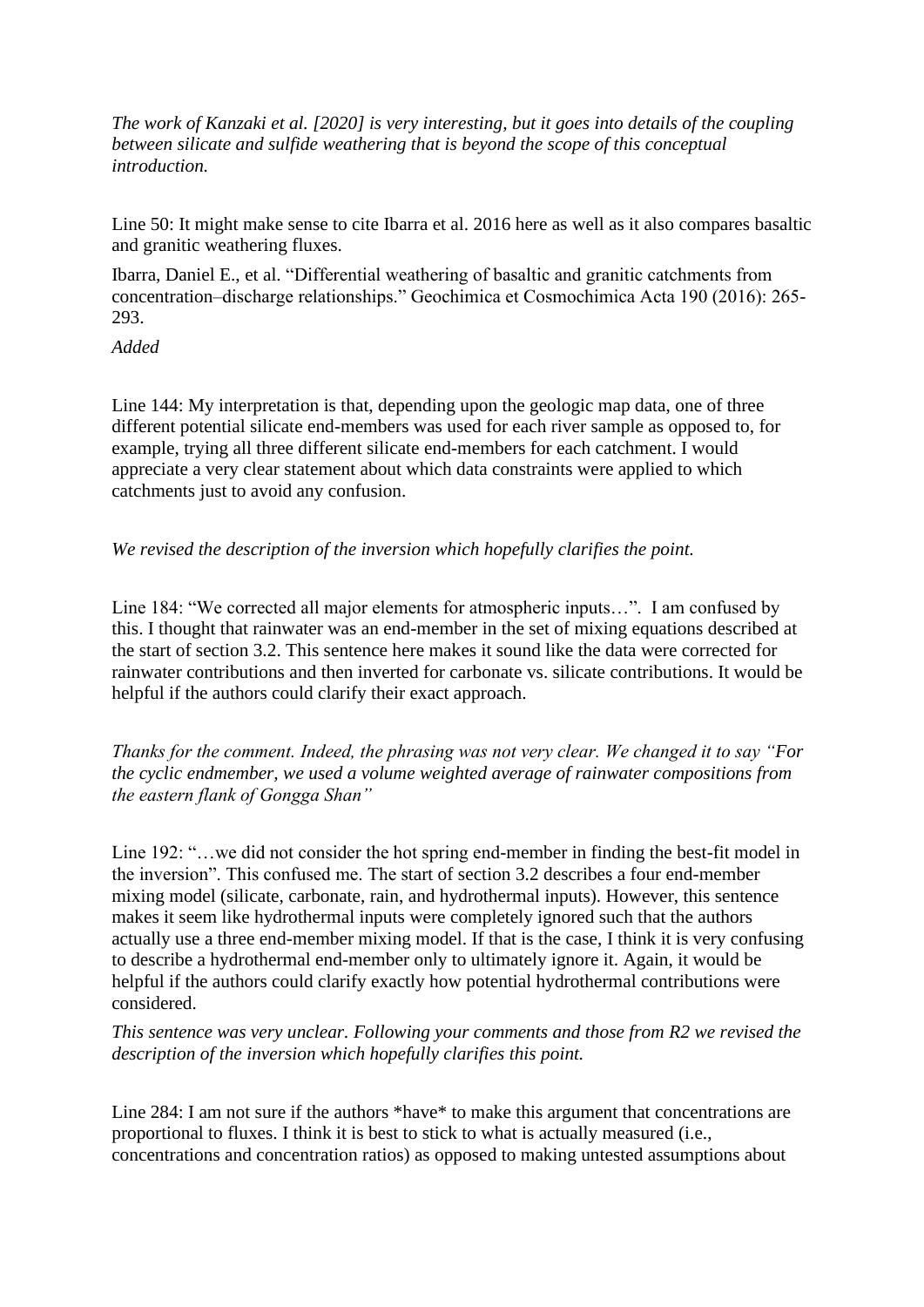*The work of Kanzaki et al. [2020] is very interesting, but it goes into details of the coupling between silicate and sulfide weathering that is beyond the scope of this conceptual introduction.*

Line 50: It might make sense to cite Ibarra et al. 2016 here as well as it also compares basaltic and granitic weathering fluxes.

Ibarra, Daniel E., et al. "Differential weathering of basaltic and granitic catchments from concentration–discharge relationships." Geochimica et Cosmochimica Acta 190 (2016): 265-293.

*Added*

Line 144: My interpretation is that, depending upon the geologic map data, one of three different potential silicate end-members was used for each river sample as opposed to, for example, trying all three different silicate end-members for each catchment. I would appreciate a very clear statement about which data constraints were applied to which catchments just to avoid any confusion.

*We revised the description of the inversion which hopefully clarifies the point.*

Line 184: "We corrected all major elements for atmospheric inputs…". I am confused by this. I thought that rainwater was an end-member in the set of mixing equations described at the start of section 3.2. This sentence here makes it sound like the data were corrected for rainwater contributions and then inverted for carbonate vs. silicate contributions. It would be helpful if the authors could clarify their exact approach.

*Thanks for the comment. Indeed, the phrasing was not very clear. We changed it to say "For the cyclic endmember, we used a volume weighted average of rainwater compositions from the eastern flank of Gongga Shan"*

Line 192: "…we did not consider the hot spring end-member in finding the best-fit model in the inversion". This confused me. The start of section 3.2 describes a four end-member mixing model (silicate, carbonate, rain, and hydrothermal inputs). However, this sentence makes it seem like hydrothermal inputs were completely ignored such that the authors actually use a three end-member mixing model. If that is the case, I think it is very confusing to describe a hydrothermal end-member only to ultimately ignore it. Again, it would be helpful if the authors could clarify exactly how potential hydrothermal contributions were considered.

*This sentence was very unclear. Following your comments and those from R2 we revised the description of the inversion which hopefully clarifies this point.*

Line 284: I am not sure if the authors *have* to make this argument that concentrations are proportional to fluxes. I think it is best to stick to what is actually measured (i.e., concentrations and concentration ratios) as opposed to making untested assumptions about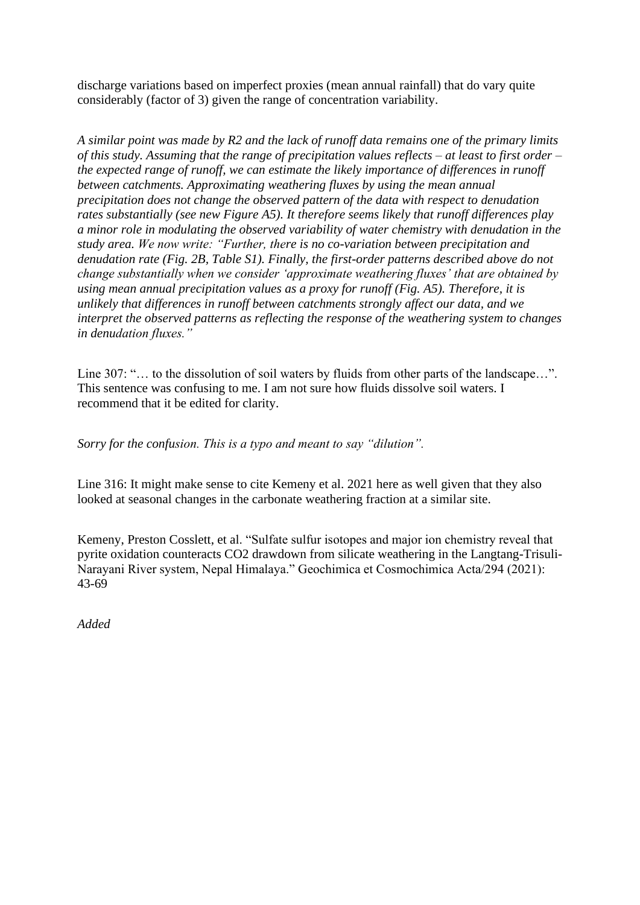discharge variations based on imperfect proxies (mean annual rainfall) that do vary quite considerably (factor of 3) given the range of concentration variability.

*A similar point was made by R2 and the lack of runoff data remains one of the primary limits of this study. Assuming that the range of precipitation values reflects – at least to first order – the expected range of runoff, we can estimate the likely importance of differences in runoff between catchments. Approximating weathering fluxes by using the mean annual precipitation does not change the observed pattern of the data with respect to denudation rates substantially (see new Figure A5). It therefore seems likely that runoff differences play a minor role in modulating the observed variability of water chemistry with denudation in the study area. We now write: "Further, there is no co-variation between precipitation and denudation rate (Fig. 2B, Table S1). Finally, the first-order patterns described above do not change substantially when we consider 'approximate weathering fluxes' that are obtained by using mean annual precipitation values as a proxy for runoff (Fig. A5). Therefore, it is unlikely that differences in runoff between catchments strongly affect our data, and we interpret the observed patterns as reflecting the response of the weathering system to changes in denudation fluxes."*

Line 307: "… to the dissolution of soil waters by fluids from other parts of the landscape…". This sentence was confusing to me. I am not sure how fluids dissolve soil waters. I recommend that it be edited for clarity.

*Sorry for the confusion. This is a typo and meant to say "dilution".*

Line 316: It might make sense to cite Kemeny et al. 2021 here as well given that they also looked at seasonal changes in the carbonate weathering fraction at a similar site.

Kemeny, Preston Cosslett, et al. "Sulfate sulfur isotopes and major ion chemistry reveal that pyrite oxidation counteracts CO2 drawdown from silicate weathering in the Langtang-Trisuli-Narayani River system, Nepal Himalaya." Geochimica et Cosmochimica Acta/294 (2021): 43-69

*Added*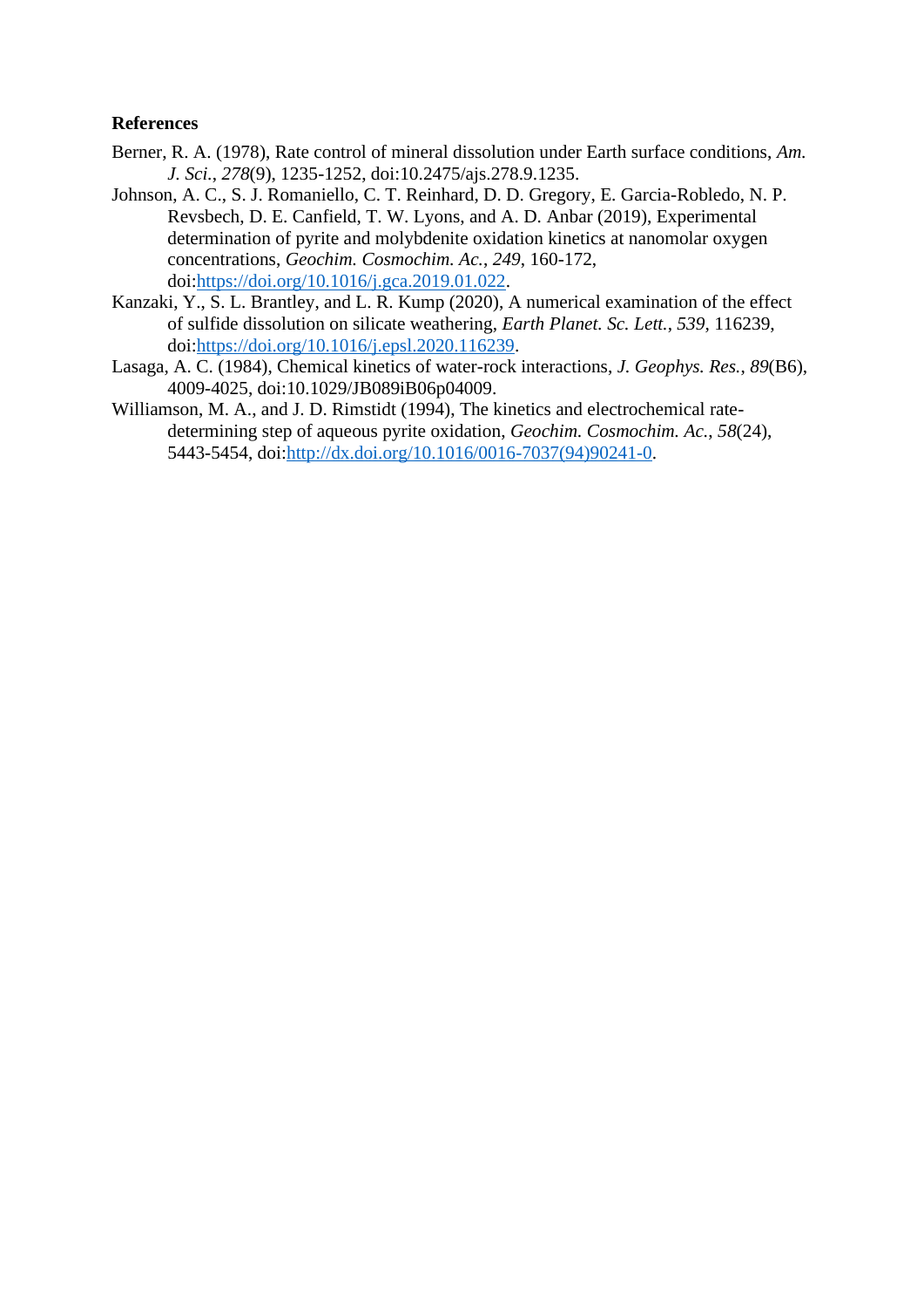## References

Berner, R. A. (1978), Rate control of mineral dissolution under Earth surface conditions, *Am. J. Sci.*, *278*(9), 1235-1252, doi:10.2475/ajs.278.9.1235.

Johnson, A. C., S. J. Romaniello, C. T. Reinhard, D. D. Gregory, E. Garcia-Robledo, N. P. Revsbech, D. E. Canfield, T. W. Lyons, and A. D. Anbar (2019), Experimental determination of pyrite and molybdenite oxidation kinetics at nanomolar oxygen concentrations, *Geochim. Cosmochim. Ac.*, *249*, 160-172, doi:https://doi.org/10.1016/j.gca.2019.01.022.

Kanzaki, Y., S. L. Brantley, and L. R. Kump (2020), A numerical examination of the effect of sulfide dissolution on silicate weathering, *Earth Planet. Sc. Lett.*, *539*, 116239, doi:https://doi.org/10.1016/j.epsl.2020.116239.

Lasaga, A. C. (1984), Chemical kinetics of water-rock interactions, *J. Geophys. Res.*, *89*(B6), 4009-4025, doi:10.1029/JB089iB06p04009.

Williamson, M. A., and J. D. Rimstidt (1994), The kinetics and electrochemical rate-determining step of aqueous pyrite oxidation, *Geochim. Cosmochim. Ac.*, *58*(24), 5443-5454, doi:http://dx.doi.org/10.1016/0016-7037(94)90241-0.